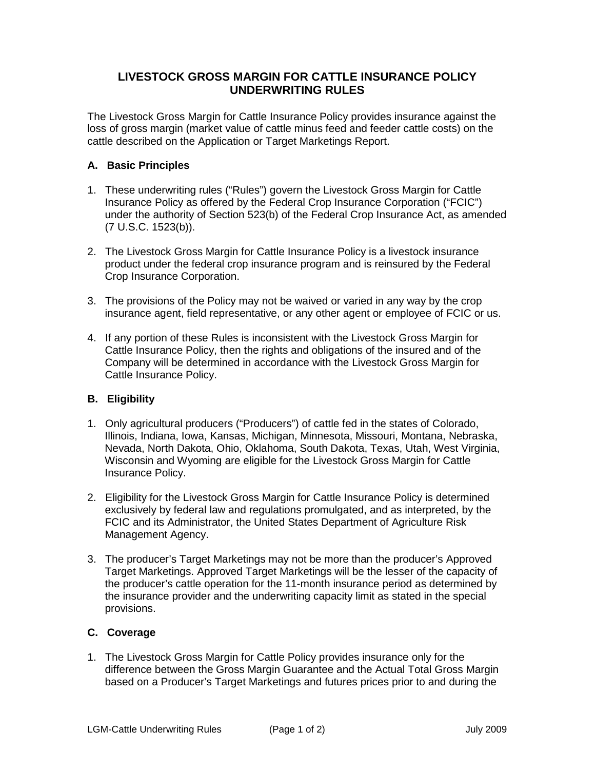# LIVESTOCK GROSS MARGIN FOR CATTLE INSURANCE POLICY UNDERWRITING RULES

The Livestock Gross Margin for Cattle Insurance Policy provides insurance against the loss of gross margin (market value of cattle minus feed and feeder cattle costs) on the cattle described on the Application or Target Marketings Report.

## A. Basic Principles

1. These underwriting rules ("Rules") govern the Livestock Gross Margin for Cattle Insurance Policy as offered by the Federal Crop Insurance Corporation ("FCIC") under the authority of Section 523(b) of the Federal Crop Insurance Act, as amended (7 U.S.C. 1523(b)).

2. The Livestock Gross Margin for Cattle Insurance Policy is a livestock insurance product under the federal crop insurance program and is reinsured by the Federal Crop Insurance Corporation.

3. The provisions of the Policy may not be waived or varied in any way by the crop insurance agent, field representative, or any other agent or employee of FCIC or us.

4. If any portion of these Rules is inconsistent with the Livestock Gross Margin for Cattle Insurance Policy, then the rights and obligations of the insured and of the Company will be determined in accordance with the Livestock Gross Margin for Cattle Insurance Policy.

## B. Eligibility

1. Only agricultural producers ("Producers") of cattle fed in the states of Colorado, Illinois, Indiana, Iowa, Kansas, Michigan, Minnesota, Missouri, Montana, Nebraska, Nevada, North Dakota, Ohio, Oklahoma, South Dakota, Texas, Utah, West Virginia, Wisconsin and Wyoming are eligible for the Livestock Gross Margin for Cattle Insurance Policy.

2. Eligibility for the Livestock Gross Margin for Cattle Insurance Policy is determined exclusively by federal law and regulations promulgated, and as interpreted, by the FCIC and its Administrator, the United States Department of Agriculture Risk Management Agency.

3. The producer's Target Marketings may not be more than the producer's Approved Target Marketings. Approved Target Marketings will be the lesser of the capacity of the producer's cattle operation for the 11-month insurance period as determined by the insurance provider and the underwriting capacity limit as stated in the special provisions.

## C. Coverage

1. The Livestock Gross Margin for Cattle Policy provides insurance only for the difference between the Gross Margin Guarantee and the Actual Total Gross Margin based on a Producer's Target Marketings and futures prices prior to and during the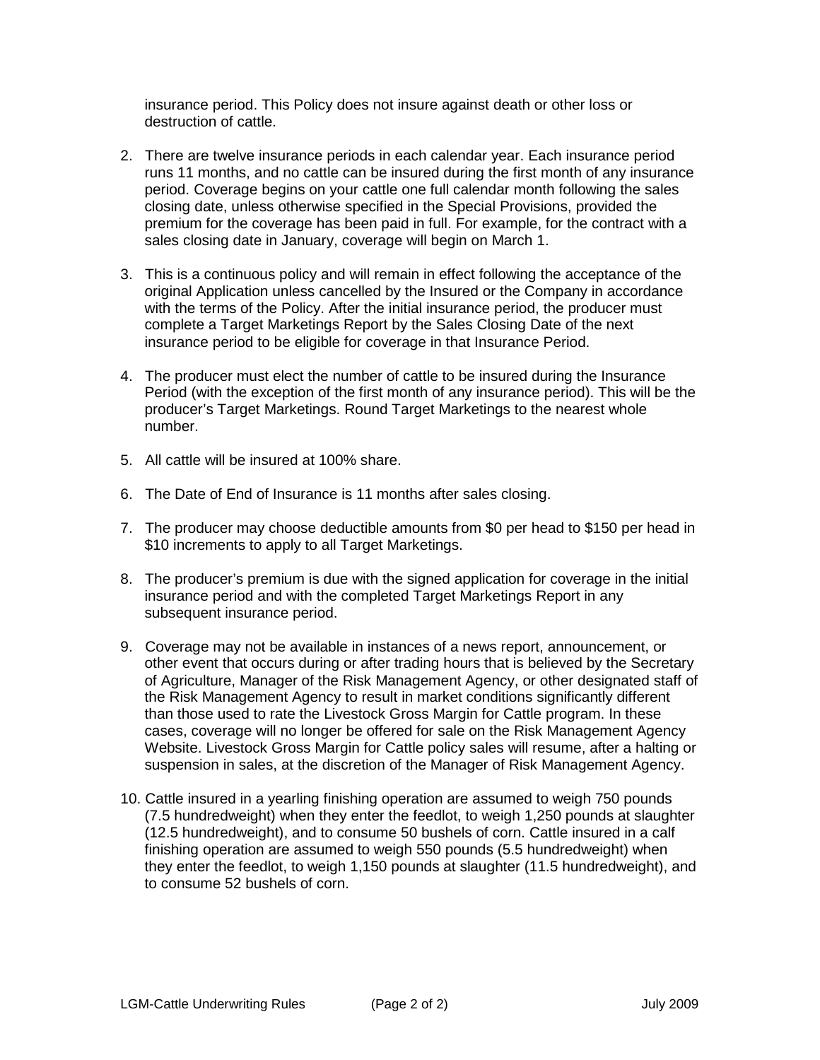insurance period. This Policy does not insure against death or other loss or destruction of cattle.

2. There are twelve insurance periods in each calendar year. Each insurance period runs 11 months, and no cattle can be insured during the first month of any insurance period. Coverage begins on your cattle one full calendar month following the sales closing date, unless otherwise specified in the Special Provisions, provided the premium for the coverage has been paid in full. For example, for the contract with a sales closing date in January, coverage will begin on March 1.

3. This is a continuous policy and will remain in effect following the acceptance of the original Application unless cancelled by the Insured or the Company in accordance with the terms of the Policy. After the initial insurance period, the producer must complete a Target Marketings Report by the Sales Closing Date of the next insurance period to be eligible for coverage in that Insurance Period.

4. The producer must elect the number of cattle to be insured during the Insurance Period (with the exception of the first month of any insurance period). This will be the producer's Target Marketings. Round Target Marketings to the nearest whole number.

5. All cattle will be insured at 100% share.

6. The Date of End of Insurance is 11 months after sales closing.

7. The producer may choose deductible amounts from $0 per head to $150 per head in $10 increments to apply to all Target Marketings.

8. The producer's premium is due with the signed application for coverage in the initial insurance period and with the completed Target Marketings Report in any subsequent insurance period.

9. Coverage may not be available in instances of a news report, announcement, or other event that occurs during or after trading hours that is believed by the Secretary of Agriculture, Manager of the Risk Management Agency, or other designated staff of the Risk Management Agency to result in market conditions significantly different than those used to rate the Livestock Gross Margin for Cattle program. In these cases, coverage will no longer be offered for sale on the Risk Management Agency Website. Livestock Gross Margin for Cattle policy sales will resume, after a halting or suspension in sales, at the discretion of the Manager of Risk Management Agency.

10. Cattle insured in a yearling finishing operation are assumed to weigh 750 pounds (7.5 hundredweight) when they enter the feedlot, to weigh 1,250 pounds at slaughter (12.5 hundredweight), and to consume 50 bushels of corn. Cattle insured in a calf finishing operation are assumed to weigh 550 pounds (5.5 hundredweight) when they enter the feedlot, to weigh 1,150 pounds at slaughter (11.5 hundredweight), and to consume 52 bushels of corn.